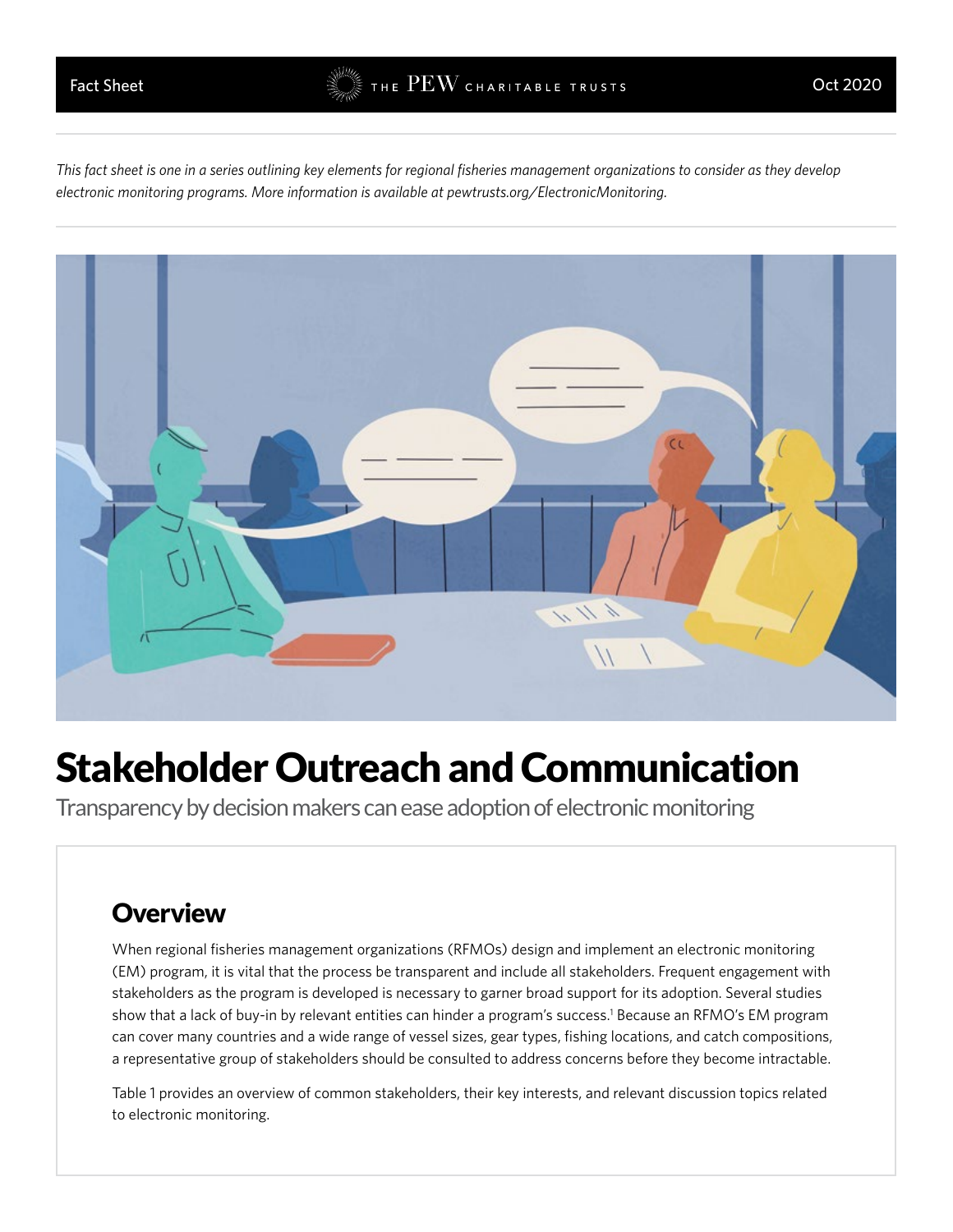Fact Sheet

Oct 2020

*This fact sheet is one in a series outlining key elements for regional fisheries management organizations to consider as they develop electronic monitoring programs. More information is available at pewtrusts.org/ElectronicMonitoring.*

# Stakeholder Outreach and Communication

Transparency by decision makers can ease adoption of electronic monitoring

## Overview

When regional fisheries management organizations (RFMOs) design and implement an electronic monitoring (EM) program, it is vital that the process be transparent and include all stakeholders. Frequent engagement with stakeholders as the program is developed is necessary to garner broad support for its adoption. Several studies show that a lack of buy-in by relevant entities can hinder a program's success.[1] Because an RFMO's EM program can cover many countries and a wide range of vessel sizes, gear types, fishing locations, and catch compositions, a representative group of stakeholders should be consulted to address concerns before they become intractable.

Table 1 provides an overview of common stakeholders, their key interests, and relevant discussion topics related to electronic monitoring.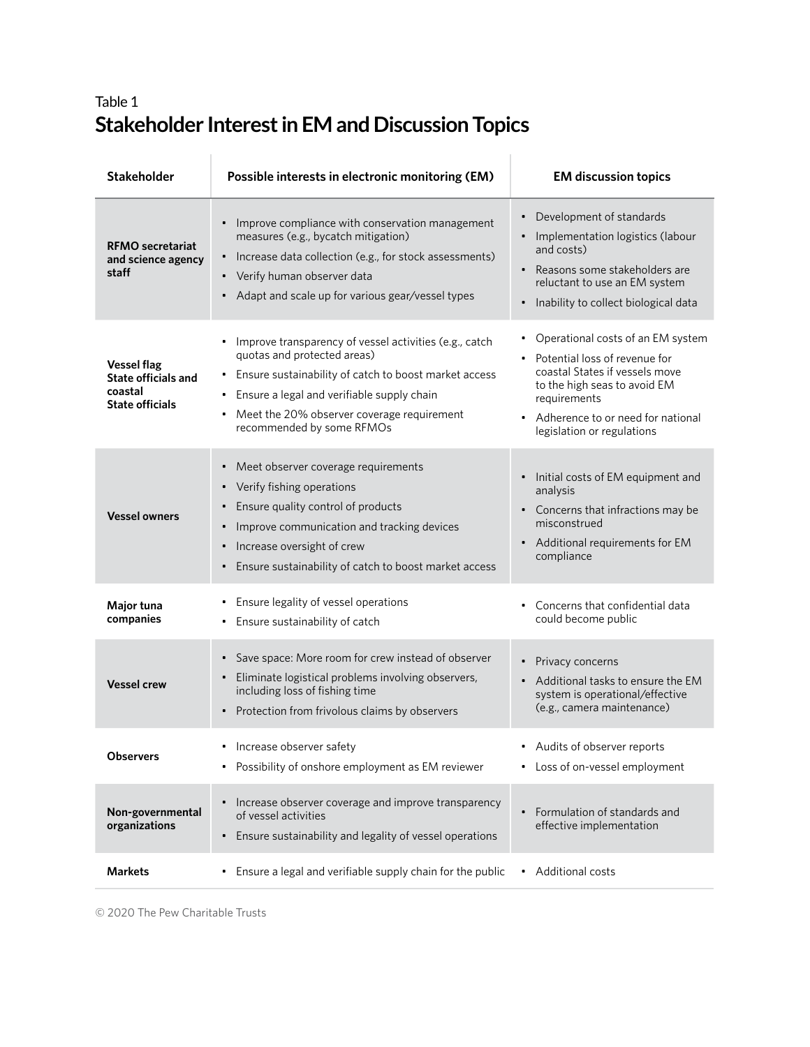Table 1

## Stakeholder Interest in EM and Discussion Topics

| Stakeholder | Possible interests in electronic monitoring (EM) | EM discussion topics |
|---|---|---|
| **RFMO secretariat and science agency staff** | • Improve compliance with conservation management measures (e.g., bycatch mitigation)<br>• Increase data collection (e.g., for stock assessments)<br>• Verify human observer data<br>• Adapt and scale up for various gear/vessel types | • Development of standards<br>• Implementation logistics (labour and costs)<br>• Reasons some stakeholders are reluctant to use an EM system<br>• Inability to collect biological data |
| **Vessel flag State officials and coastal State officials** | • Improve transparency of vessel activities (e.g., catch quotas and protected areas)<br>• Ensure sustainability of catch to boost market access<br>• Ensure a legal and verifiable supply chain<br>• Meet the 20% observer coverage requirement recommended by some RFMOs | • Operational costs of an EM system<br>• Potential loss of revenue for coastal States if vessels move to the high seas to avoid EM requirements<br>• Adherence to or need for national legislation or regulations |
| **Vessel owners** | • Meet observer coverage requirements<br>• Verify fishing operations<br>• Ensure quality control of products<br>• Improve communication and tracking devices<br>• Increase oversight of crew<br>• Ensure sustainability of catch to boost market access | • Initial costs of EM equipment and analysis<br>• Concerns that infractions may be misconstrued<br>• Additional requirements for EM compliance |
| **Major tuna companies** | • Ensure legality of vessel operations<br>• Ensure sustainability of catch | • Concerns that confidential data could become public |
| **Vessel crew** | • Save space: More room for crew instead of observer<br>• Eliminate logistical problems involving observers, including loss of fishing time<br>• Protection from frivolous claims by observers | • Privacy concerns<br>• Additional tasks to ensure the EM system is operational/effective (e.g., camera maintenance) |
| **Observers** | • Increase observer safety<br>• Possibility of onshore employment as EM reviewer | • Audits of observer reports<br>• Loss of on-vessel employment |
| **Non-governmental organizations** | • Increase observer coverage and improve transparency of vessel activities<br>• Ensure sustainability and legality of vessel operations | • Formulation of standards and effective implementation |
| **Markets** | • Ensure a legal and verifiable supply chain for the public | • Additional costs |

© 2020 The Pew Charitable Trusts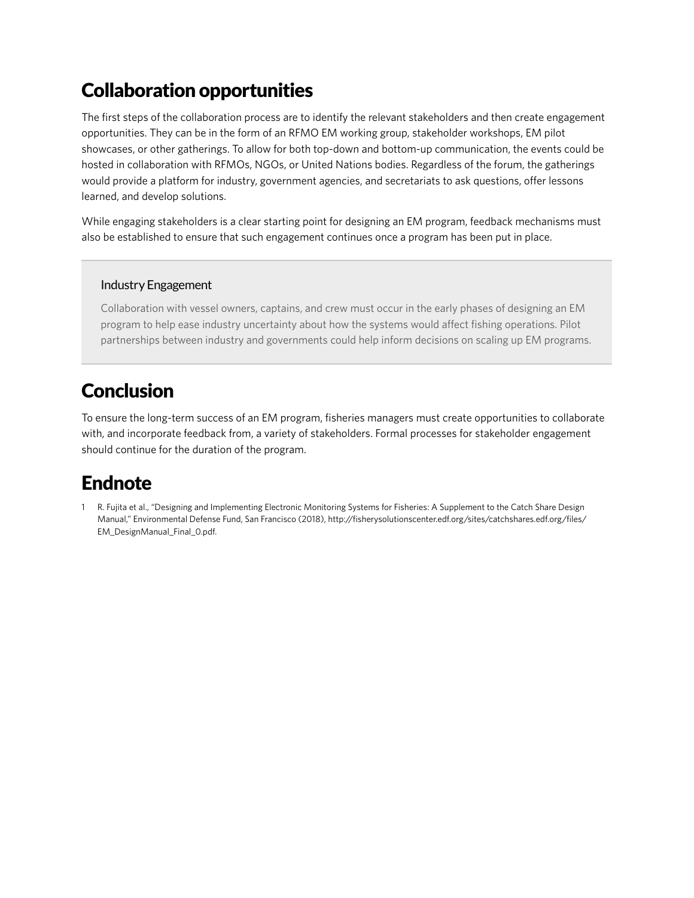## Collaboration opportunities

The first steps of the collaboration process are to identify the relevant stakeholders and then create engagement opportunities. They can be in the form of an RFMO EM working group, stakeholder workshops, EM pilot showcases, or other gatherings. To allow for both top-down and bottom-up communication, the events could be hosted in collaboration with RFMOs, NGOs, or United Nations bodies. Regardless of the forum, the gatherings would provide a platform for industry, government agencies, and secretariats to ask questions, offer lessons learned, and develop solutions.

While engaging stakeholders is a clear starting point for designing an EM program, feedback mechanisms must also be established to ensure that such engagement continues once a program has been put in place.

> ### Industry Engagement
>
> Collaboration with vessel owners, captains, and crew must occur in the early phases of designing an EM program to help ease industry uncertainty about how the systems would affect fishing operations. Pilot partnerships between industry and governments could help inform decisions on scaling up EM programs.

## Conclusion

To ensure the long-term success of an EM program, fisheries managers must create opportunities to collaborate with, and incorporate feedback from, a variety of stakeholders. Formal processes for stakeholder engagement should continue for the duration of the program.

## Endnote

1. R. Fujita et al., "Designing and Implementing Electronic Monitoring Systems for Fisheries: A Supplement to the Catch Share Design Manual," Environmental Defense Fund, San Francisco (2018), http://fisherysolutionscenter.edf.org/sites/catchshares.edf.org/files/EM_DesignManual_Final_0.pdf.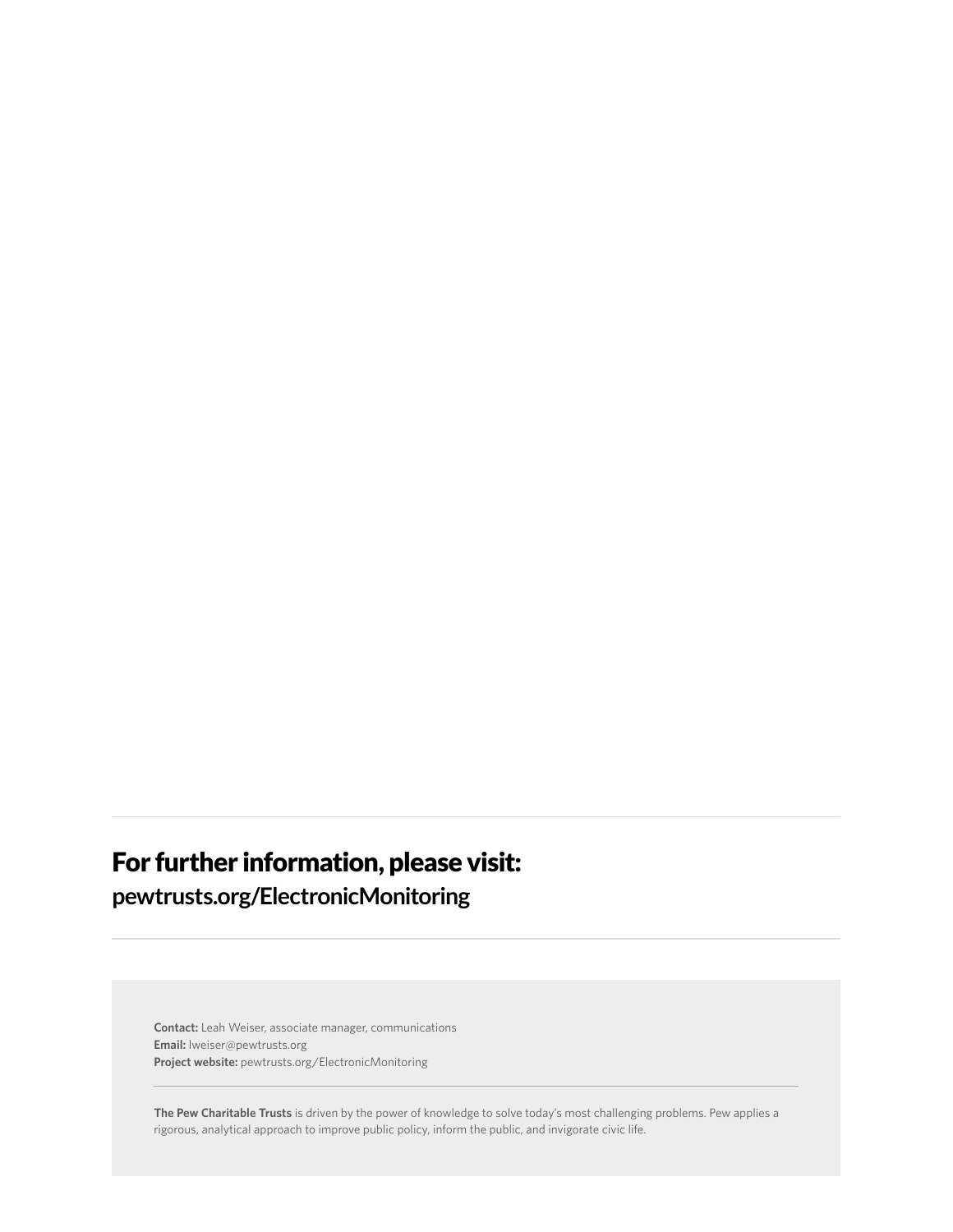## For further information, please visit:

**pewtrusts.org/ElectronicMonitoring**

---

**Contact:** Leah Weiser, associate manager, communications
**Email:** lweiser@pewtrusts.org
**Project website:** pewtrusts.org/ElectronicMonitoring

---

**The Pew Charitable Trusts** is driven by the power of knowledge to solve today's most challenging problems. Pew applies a rigorous, analytical approach to improve public policy, inform the public, and invigorate civic life.